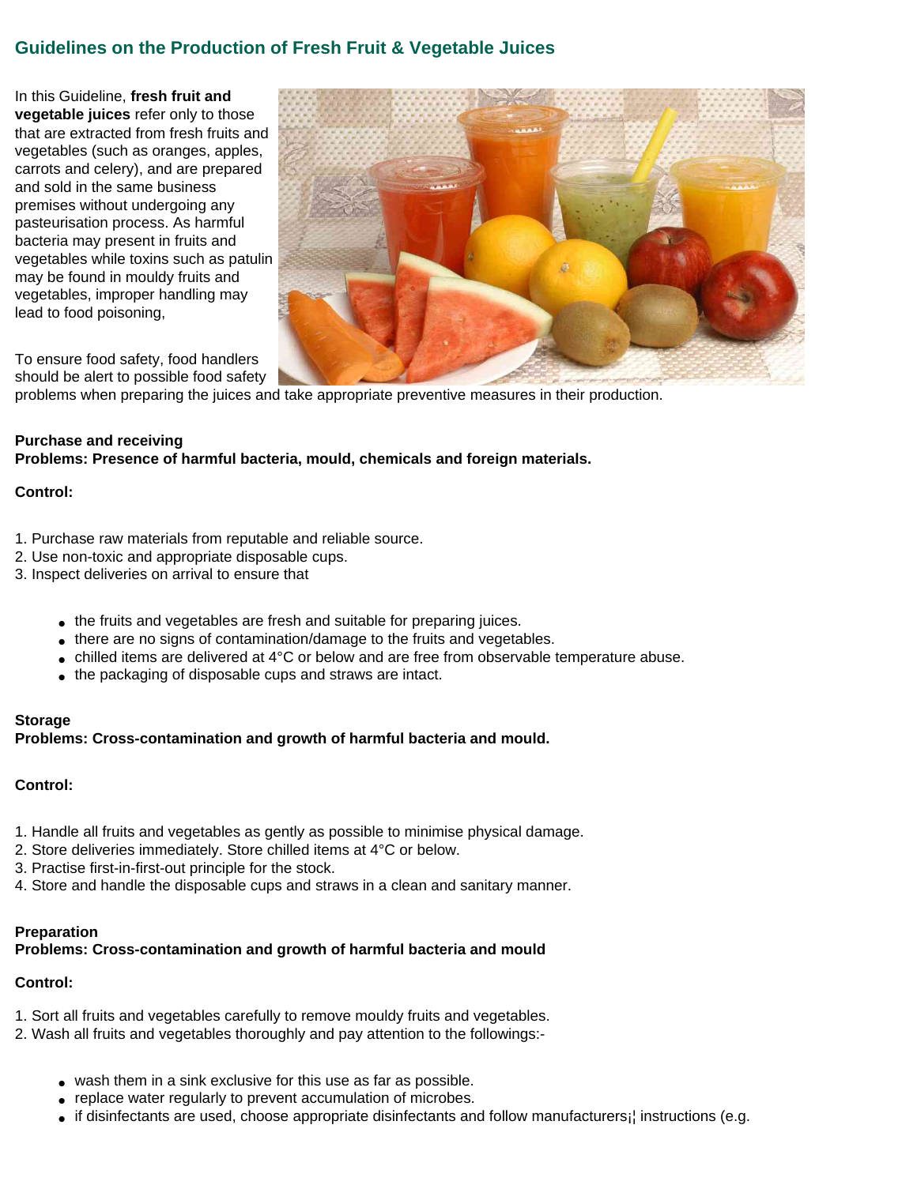## Guidelines on the Production of Fresh Fruit & Vegetable Juices

In this Guideline, **fresh fruit and vegetable juices** refer only to those that are extracted from fresh fruits and vegetables (such as oranges, apples, carrots and celery), and are prepared and sold in the same business premises without undergoing any pasteurisation process. As harmful bacteria may present in fruits and vegetables while toxins such as patulin may be found in mouldy fruits and vegetables, improper handling may lead to food poisoning,

To ensure food safety, food handlers should be alert to possible food safety problems when preparing the juices and take appropriate preventive measures in their production.

**Purchase and receiving**
**Problems: Presence of harmful bacteria, mould, chemicals and foreign materials.**

**Control:**

1. Purchase raw materials from reputable and reliable source.
2. Use non-toxic and appropriate disposable cups.
3. Inspect deliveries on arrival to ensure that

- the fruits and vegetables are fresh and suitable for preparing juices.
- there are no signs of contamination/damage to the fruits and vegetables.
- chilled items are delivered at 4°C or below and are free from observable temperature abuse.
- the packaging of disposable cups and straws are intact.

**Storage**
**Problems: Cross-contamination and growth of harmful bacteria and mould.**

**Control:**

1. Handle all fruits and vegetables as gently as possible to minimise physical damage.
2. Store deliveries immediately. Store chilled items at 4°C or below.
3. Practise first-in-first-out principle for the stock.
4. Store and handle the disposable cups and straws in a clean and sanitary manner.

**Preparation**
**Problems: Cross-contamination and growth of harmful bacteria and mould**

**Control:**

1. Sort all fruits and vegetables carefully to remove mouldy fruits and vegetables.
2. Wash all fruits and vegetables thoroughly and pay attention to the followings:-

- wash them in a sink exclusive for this use as far as possible.
- replace water regularly to prevent accumulation of microbes.
- if disinfectants are used, choose appropriate disinfectants and follow manufacturers¡¦ instructions (e.g.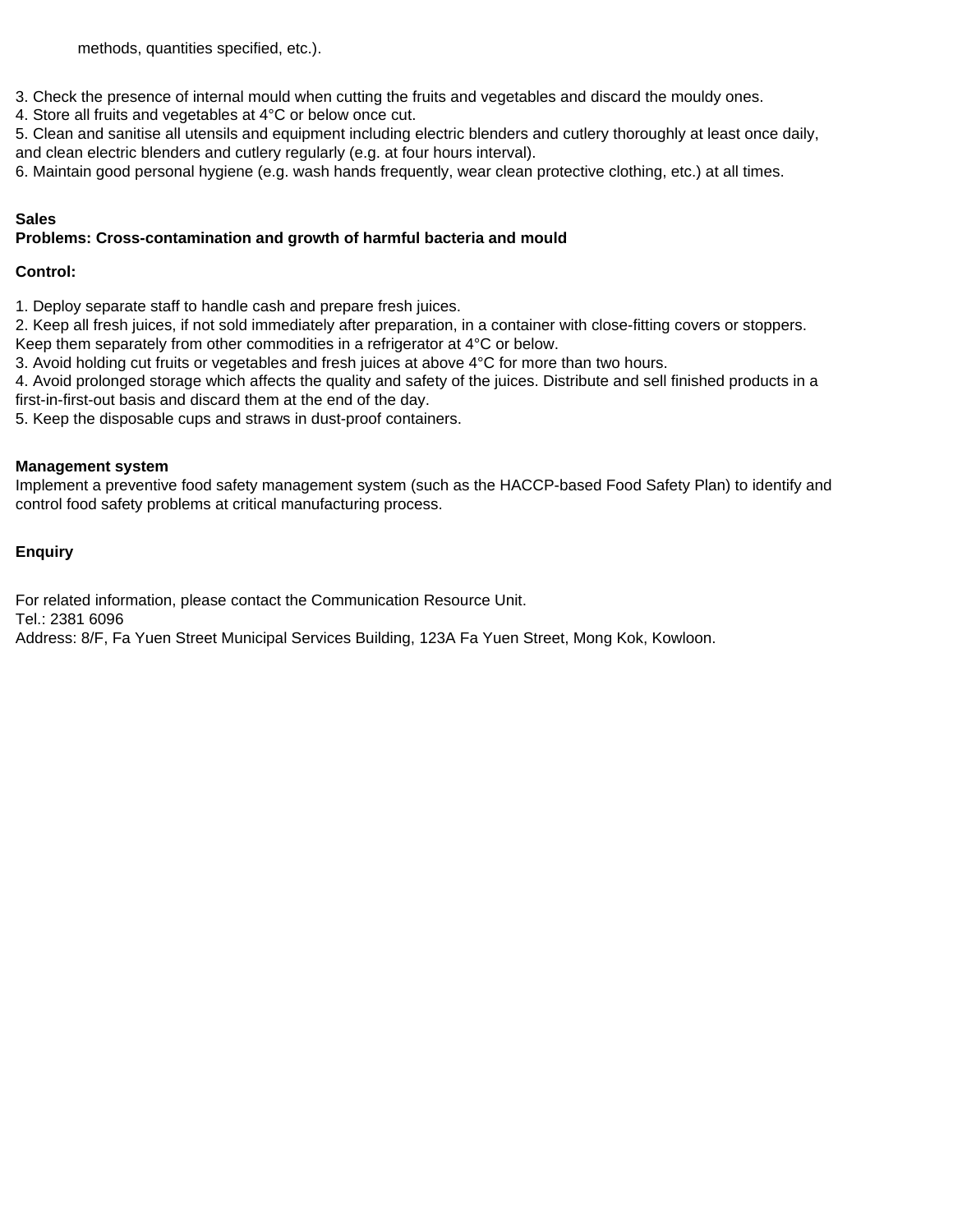methods, quantities specified, etc.).

3. Check the presence of internal mould when cutting the fruits and vegetables and discard the mouldy ones.
4. Store all fruits and vegetables at 4°C or below once cut.
5. Clean and sanitise all utensils and equipment including electric blenders and cutlery thoroughly at least once daily, and clean electric blenders and cutlery regularly (e.g. at four hours interval).
6. Maintain good personal hygiene (e.g. wash hands frequently, wear clean protective clothing, etc.) at all times.

**Sales**
**Problems: Cross-contamination and growth of harmful bacteria and mould**

**Control:**

1. Deploy separate staff to handle cash and prepare fresh juices.
2. Keep all fresh juices, if not sold immediately after preparation, in a container with close-fitting covers or stoppers. Keep them separately from other commodities in a refrigerator at 4°C or below.
3. Avoid holding cut fruits or vegetables and fresh juices at above 4°C for more than two hours.
4. Avoid prolonged storage which affects the quality and safety of the juices. Distribute and sell finished products in a first-in-first-out basis and discard them at the end of the day.
5. Keep the disposable cups and straws in dust-proof containers.

**Management system**
Implement a preventive food safety management system (such as the HACCP-based Food Safety Plan) to identify and control food safety problems at critical manufacturing process.

**Enquiry**

For related information, please contact the Communication Resource Unit.
Tel.: 2381 6096
Address: 8/F, Fa Yuen Street Municipal Services Building, 123A Fa Yuen Street, Mong Kok, Kowloon.